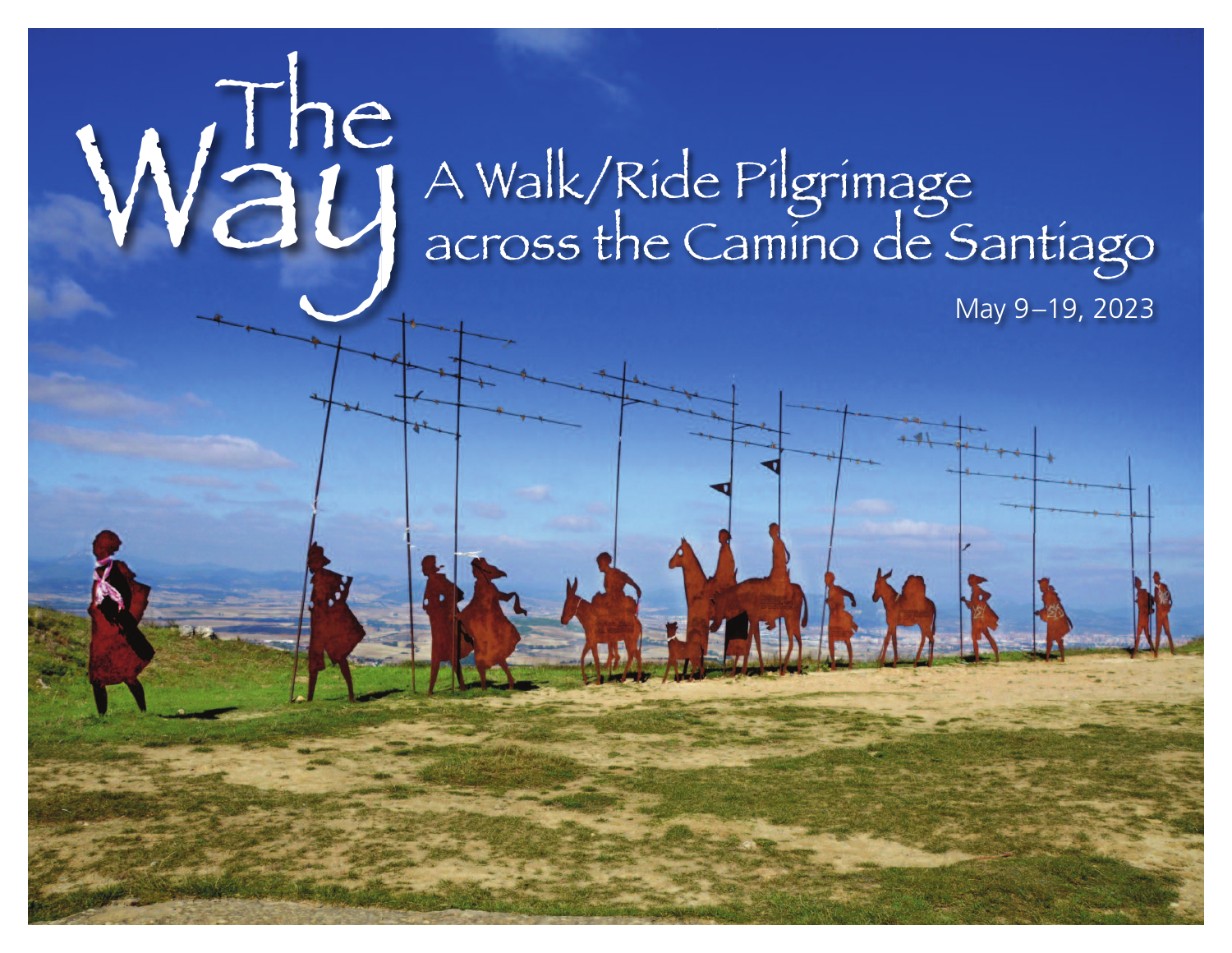# The Way

## A Walk/Ride Pilgrimage across the Camino de Santiago

May 9–19, 2023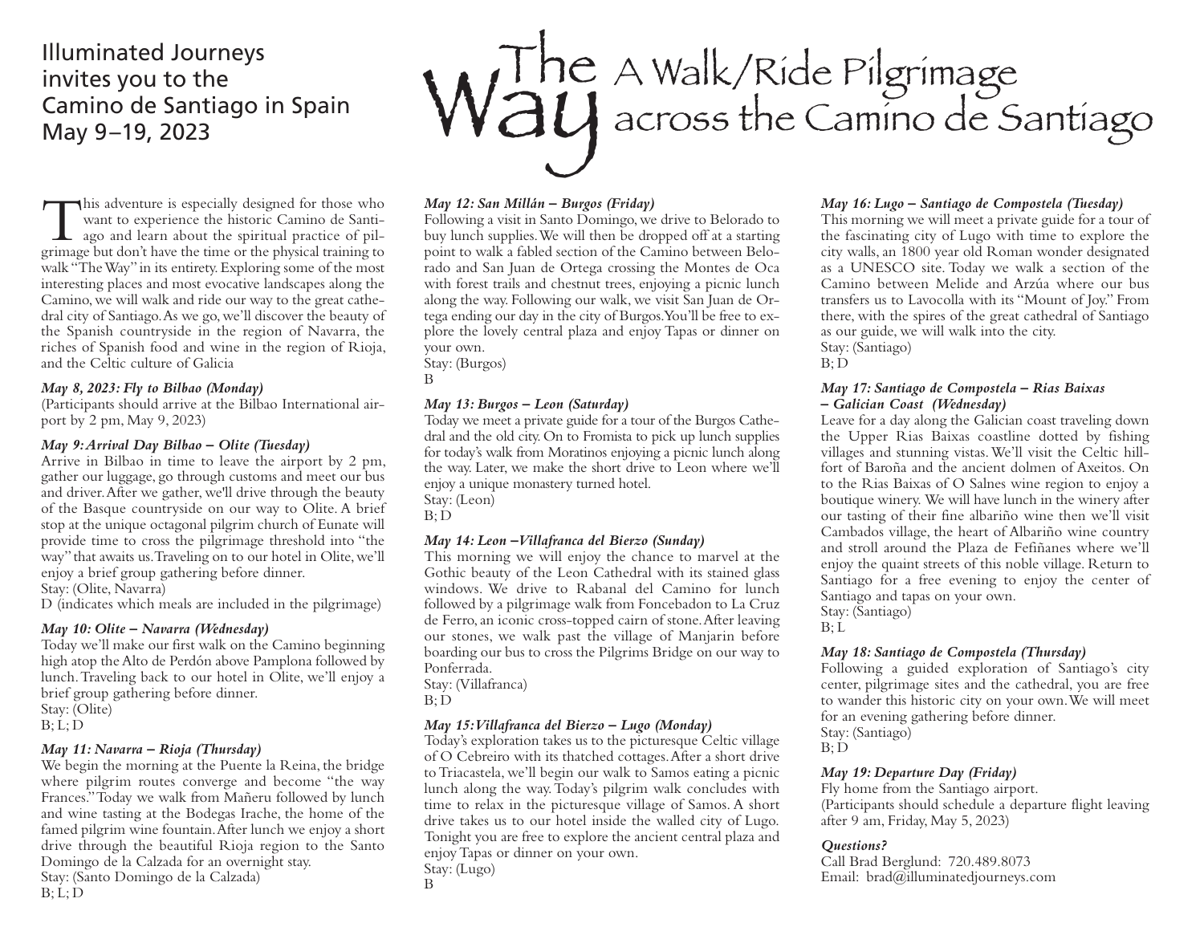Illuminated Journeys invites you to the Camino de Santiago in Spain
May 9–19, 2023

# The Way: A Walk/Ride Pilgrimage across the Camino de Santiago

This adventure is especially designed for those who want to experience the historic Camino de Santiago and learn about the spiritual practice of pilgrimage but don't have the time or the physical training to walk "The Way" in its entirety. Exploring some of the most interesting places and most evocative landscapes along the Camino, we will walk and ride our way to the great cathedral city of Santiago. As we go, we'll discover the beauty of the Spanish countryside in the region of Navarra, the riches of Spanish food and wine in the region of Rioja, and the Celtic culture of Galicia

***May 8, 2023: Fly to Bilbao (Monday)***
(Participants should arrive at the Bilbao International airport by 2 pm, May 9, 2023)

***May 9: Arrival Day Bilbao – Olite (Tuesday)***
Arrive in Bilbao in time to leave the airport by 2 pm, gather our luggage, go through customs and meet our bus and driver. After we gather, we'll drive through the beauty of the Basque countryside on our way to Olite. A brief stop at the unique octagonal pilgrim church of Eunate will provide time to cross the pilgrimage threshold into "the way" that awaits us. Traveling on to our hotel in Olite, we'll enjoy a brief group gathering before dinner.
Stay: (Olite, Navarra)
D (indicates which meals are included in the pilgrimage)

***May 10: Olite – Navarra (Wednesday)***
Today we'll make our first walk on the Camino beginning high atop the Alto de Perdón above Pamplona followed by lunch. Traveling back to our hotel in Olite, we'll enjoy a brief group gathering before dinner.
Stay: (Olite)
B; L; D

***May 11: Navarra – Rioja (Thursday)***
We begin the morning at the Puente la Reina, the bridge where pilgrim routes converge and become "the way Frances." Today we walk from Mañeru followed by lunch and wine tasting at the Bodegas Irache, the home of the famed pilgrim wine fountain. After lunch we enjoy a short drive through the beautiful Rioja region to the Santo Domingo de la Calzada for an overnight stay.
Stay: (Santo Domingo de la Calzada)
B; L; D

***May 12: San Millán – Burgos (Friday)***
Following a visit in Santo Domingo, we drive to Belorado to buy lunch supplies. We will then be dropped off at a starting point to walk a fabled section of the Camino between Belorado and San Juan de Ortega crossing the Montes de Oca with forest trails and chestnut trees, enjoying a picnic lunch along the way. Following our walk, we visit San Juan de Ortega ending our day in the city of Burgos. You'll be free to explore the lovely central plaza and enjoy Tapas or dinner on your own.
Stay: (Burgos)
B

***May 13: Burgos – Leon (Saturday)***
Today we meet a private guide for a tour of the Burgos Cathedral and the old city. On to Fromista to pick up lunch supplies for today's walk from Moratinos enjoying a picnic lunch along the way. Later, we make the short drive to Leon where we'll enjoy a unique monastery turned hotel.
Stay: (Leon)
B; D

***May 14: Leon –Villafranca del Bierzo (Sunday)***
This morning we will enjoy the chance to marvel at the Gothic beauty of the Leon Cathedral with its stained glass windows. We drive to Rabanal del Camino for lunch followed by a pilgrimage walk from Foncebadon to La Cruz de Ferro, an iconic cross-topped cairn of stone. After leaving our stones, we walk past the village of Manjarin before boarding our bus to cross the Pilgrims Bridge on our way to Ponferrada.
Stay: (Villafranca)
B; D

***May 15: Villafranca del Bierzo – Lugo (Monday)***
Today's exploration takes us to the picturesque Celtic village of O Cebreiro with its thatched cottages. After a short drive to Triacastela, we'll begin our walk to Samos eating a picnic lunch along the way. Today's pilgrim walk concludes with time to relax in the picturesque village of Samos. A short drive takes us to our hotel inside the walled city of Lugo. Tonight you are free to explore the ancient central plaza and enjoy Tapas or dinner on your own.
Stay: (Lugo)
B

***May 16: Lugo – Santiago de Compostela (Tuesday)***
This morning we will meet a private guide for a tour of the fascinating city of Lugo with time to explore the city walls, an 1800 year old Roman wonder designated as a UNESCO site. Today we walk a section of the Camino between Melide and Arzúa where our bus transfers us to Lavocolla with its "Mount of Joy." From there, with the spires of the great cathedral of Santiago as our guide, we will walk into the city.
Stay: (Santiago)
B; D

***May 17: Santiago de Compostela – Rias Baixas – Galician Coast (Wednesday)***
Leave for a day along the Galician coast traveling down the Upper Rias Baixas coastline dotted by fishing villages and stunning vistas. We'll visit the Celtic hillfort of Baroña and the ancient dolmen of Axeitos. On to the Rias Baixas of O Salnes wine region to enjoy a boutique winery. We will have lunch in the winery after our tasting of their fine albariño wine then we'll visit Cambados village, the heart of Albariño wine country and stroll around the Plaza de Fefiñanes where we'll enjoy the quaint streets of this noble village. Return to Santiago for a free evening to enjoy the center of Santiago and tapas on your own.
Stay: (Santiago)
B; L

***May 18: Santiago de Compostela (Thursday)***
Following a guided exploration of Santiago's city center, pilgrimage sites and the cathedral, you are free to wander this historic city on your own. We will meet for an evening gathering before dinner.
Stay: (Santiago)
B; D

***May 19: Departure Day (Friday)***
Fly home from the Santiago airport.
(Participants should schedule a departure flight leaving after 9 am, Friday, May 5, 2023)

***Questions?***
Call Brad Berglund: 720.489.8073
Email: brad@illuminatedjourneys.com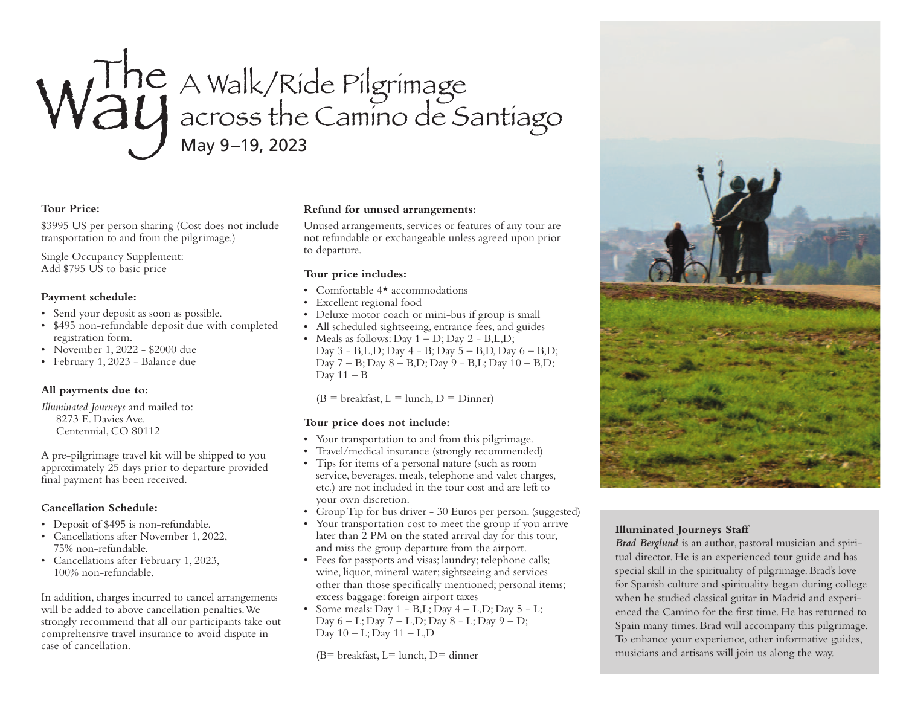# The Way A Walk/Ride Pilgrimage across the Camino de Santiago

**May 9–19, 2023**

**Tour Price:**

$3995 US per person sharing (Cost does not include transportation to and from the pilgrimage.)

Single Occupancy Supplement:
Add $795 US to basic price

**Payment schedule:**

- Send your deposit as soon as possible.
- $495 non-refundable deposit due with completed registration form.
- November 1, 2022 - $2000 due
- February 1, 2023 - Balance due

**All payments due to:**

*Illuminated Journeys* and mailed to:
8273 E. Davies Ave.
Centennial, CO 80112

A pre-pilgrimage travel kit will be shipped to you approximately 25 days prior to departure provided final payment has been received.

**Cancellation Schedule:**

- Deposit of $495 is non-refundable.
- Cancellations after November 1, 2022, 75% non-refundable.
- Cancellations after February 1, 2023, 100% non-refundable.

In addition, charges incurred to cancel arrangements will be added to above cancellation penalties. We strongly recommend that all our participants take out comprehensive travel insurance to avoid dispute in case of cancellation.

**Refund for unused arrangements:**

Unused arrangements, services or features of any tour are not refundable or exchangeable unless agreed upon prior to departure.

**Tour price includes:**

- Comfortable 4* accommodations
- Excellent regional food
- Deluxe motor coach or mini-bus if group is small
- All scheduled sightseeing, entrance fees, and guides
- Meals as follows: Day 1 – D; Day 2 - B,L,D; Day 3 - B,L,D; Day 4 - B; Day 5 – B,D, Day 6 – B,D; Day 7 – B; Day 8 – B,D; Day 9 - B,L; Day 10 – B,D; Day 11 – B

(B = breakfast, L = lunch, D = Dinner)

**Tour price does not include:**

- Your transportation to and from this pilgrimage.
- Travel/medical insurance (strongly recommended)
- Tips for items of a personal nature (such as room service, beverages, meals, telephone and valet charges, etc.) are not included in the tour cost and are left to your own discretion.
- Group Tip for bus driver - 30 Euros per person. (suggested)
- Your transportation cost to meet the group if you arrive later than 2 PM on the stated arrival day for this tour, and miss the group departure from the airport.
- Fees for passports and visas; laundry; telephone calls; wine, liquor, mineral water; sightseeing and services other than those specifically mentioned; personal items; excess baggage: foreign airport taxes
- Some meals: Day 1 - B,L; Day 4 – L,D; Day 5 - L; Day 6 – L; Day 7 – L,D; Day 8 - L; Day 9 – D; Day 10 – L; Day 11 – L,D

(B= breakfast, L= lunch, D= dinner

**Illuminated Journeys Staff**

*Brad Berglund* is an author, pastoral musician and spiritual director. He is an experienced tour guide and has special skill in the spirituality of pilgrimage. Brad's love for Spanish culture and spirituality began during college when he studied classical guitar in Madrid and experienced the Camino for the first time. He has returned to Spain many times. Brad will accompany this pilgrimage. To enhance your experience, other informative guides, musicians and artisans will join us along the way.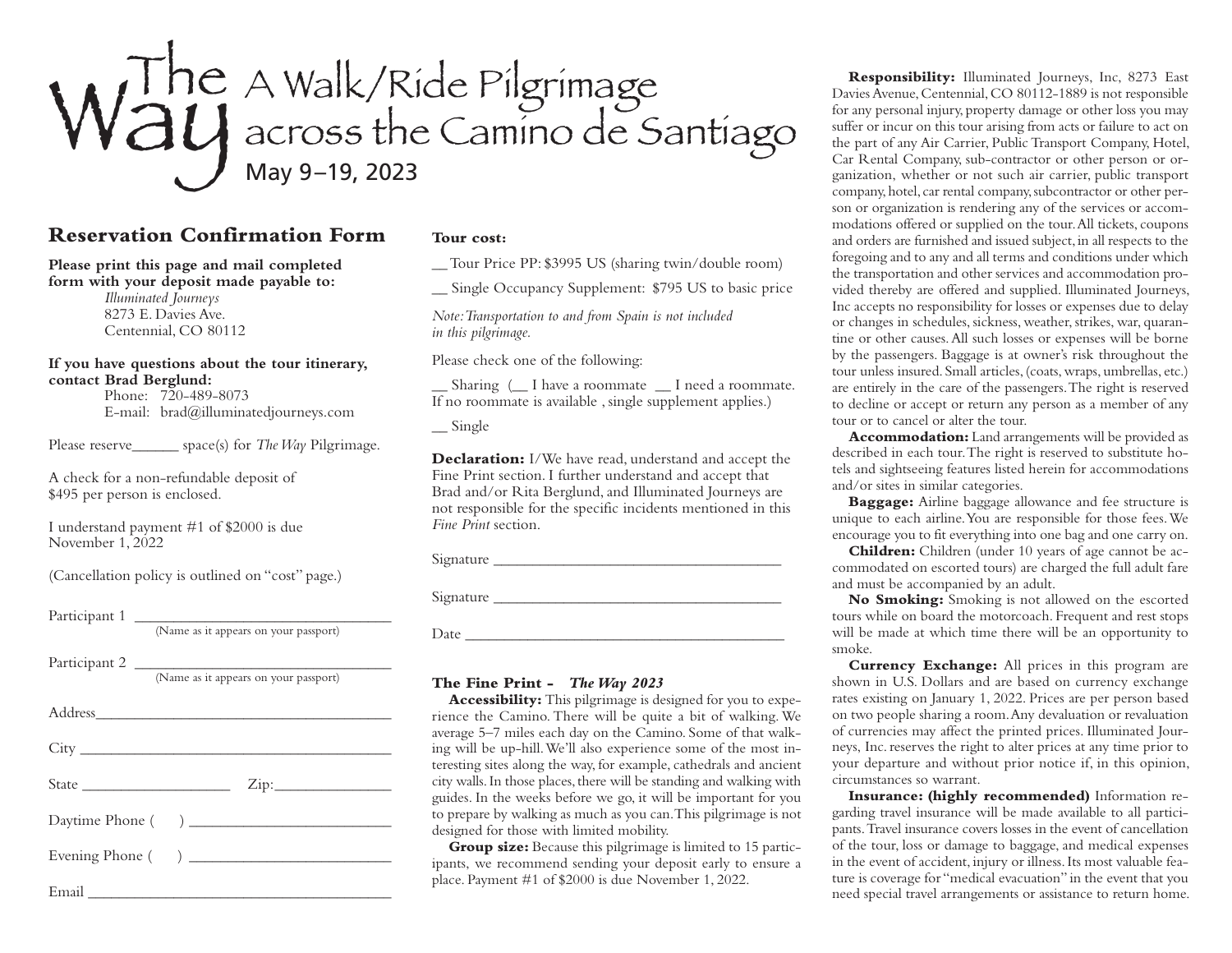# The Way A Walk/Ride Pilgrimage across the Camino de Santiago

May 9–19, 2023

## Reservation Confirmation Form

**Please print this page and mail completed form with your deposit made payable to:**

*Illuminated Journeys*
8273 E. Davies Ave.
Centennial, CO 80112

**If you have questions about the tour itinerary, contact Brad Berglund:**

Phone: 720-489-8073
E-mail: brad@illuminatedjourneys.com

Please reserve______ space(s) for *The Way* Pilgrimage.

A check for a non-refundable deposit of $495 per person is enclosed.

I understand payment #1 of $2000 is due November 1, 2022

(Cancellation policy is outlined on "cost" page.)

Participant 1 ________________________________
(Name as it appears on your passport)

Participant 2 ________________________________
(Name as it appears on your passport)

Address______________________________________

City ________________________________________

State __________________ Zip:______________

Daytime Phone ( ) _________________________

Evening Phone ( ) _________________________

Email _______________________________________

**Tour cost:**

__ Tour Price PP: $3995 US (sharing twin/double room)

__ Single Occupancy Supplement: $795 US to basic price

*Note: Transportation to and from Spain is not included in this pilgrimage.*

Please check one of the following:

__ Sharing (__ I have a roommate __ I need a roommate. If no roommate is available , single supplement applies.)

__ Single

**Declaration:** I/We have read, understand and accept the Fine Print section. I further understand and accept that Brad and/or Rita Berglund, and Illuminated Journeys are not responsible for the specific incidents mentioned in this *Fine Print* section.

Signature ___________________________________

Signature ___________________________________

Date ________________________________________

### The Fine Print - *The Way 2023*

**Accessibility:** This pilgrimage is designed for you to experience the Camino. There will be quite a bit of walking. We average 5–7 miles each day on the Camino. Some of that walking will be up-hill. We'll also experience some of the most interesting sites along the way, for example, cathedrals and ancient city walls. In those places, there will be standing and walking with guides. In the weeks before we go, it will be important for you to prepare by walking as much as you can. This pilgrimage is not designed for those with limited mobility.

**Group size:** Because this pilgrimage is limited to 15 participants, we recommend sending your deposit early to ensure a place. Payment #1 of $2000 is due November 1, 2022.

**Responsibility:** Illuminated Journeys, Inc, 8273 East Davies Avenue, Centennial, CO 80112-1889 is not responsible for any personal injury, property damage or other loss you may suffer or incur on this tour arising from acts or failure to act on the part of any Air Carrier, Public Transport Company, Hotel, Car Rental Company, sub-contractor or other person or organization, whether or not such air carrier, public transport company, hotel, car rental company, subcontractor or other person or organization is rendering any of the services or accommodations offered or supplied on the tour. All tickets, coupons and orders are furnished and issued subject, in all respects to the foregoing and to any and all terms and conditions under which the transportation and other services and accommodation provided thereby are offered and supplied. Illuminated Journeys, Inc accepts no responsibility for losses or expenses due to delay or changes in schedules, sickness, weather, strikes, war, quarantine or other causes. All such losses or expenses will be borne by the passengers. Baggage is at owner's risk throughout the tour unless insured. Small articles, (coats, wraps, umbrellas, etc.) are entirely in the care of the passengers. The right is reserved to decline or accept or return any person as a member of any tour or to cancel or alter the tour.

**Accommodation:** Land arrangements will be provided as described in each tour. The right is reserved to substitute hotels and sightseeing features listed herein for accommodations and/or sites in similar categories.

**Baggage:** Airline baggage allowance and fee structure is unique to each airline. You are responsible for those fees. We encourage you to fit everything into one bag and one carry on.

**Children:** Children (under 10 years of age cannot be accommodated on escorted tours) are charged the full adult fare and must be accompanied by an adult.

**No Smoking:** Smoking is not allowed on the escorted tours while on board the motorcoach. Frequent and rest stops will be made at which time there will be an opportunity to smoke.

**Currency Exchange:** All prices in this program are shown in U.S. Dollars and are based on currency exchange rates existing on January 1, 2022. Prices are per person based on two people sharing a room. Any devaluation or revaluation of currencies may affect the printed prices. Illuminated Journeys, Inc. reserves the right to alter prices at any time prior to your departure and without prior notice if, in this opinion, circumstances so warrant.

**Insurance: (highly recommended)** Information regarding travel insurance will be made available to all participants. Travel insurance covers losses in the event of cancellation of the tour, loss or damage to baggage, and medical expenses in the event of accident, injury or illness. Its most valuable feature is coverage for "medical evacuation" in the event that you need special travel arrangements or assistance to return home.